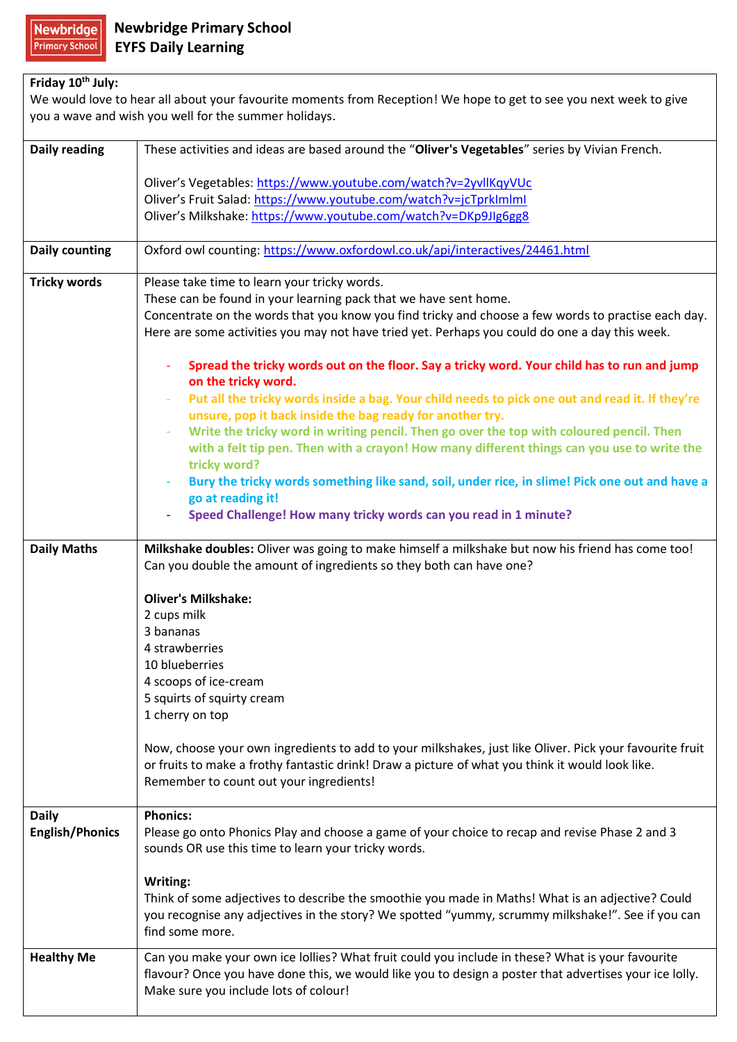# Newbridge Primary School
## EYFS Daily Learning

**Friday 10th July:**
We would love to hear all about your favourite moments from Reception! We hope to get to see you next week to give you a wave and wish you well for the summer holidays.

| | |
|---|---|
| **Daily reading** | These activities and ideas are based around the "**Oliver's Vegetables**" series by Vivian French.<br><br>Oliver's Vegetables: https://www.youtube.com/watch?v=2yvllKqyVUc<br>Oliver's Fruit Salad: https://www.youtube.com/watch?v=jcTprkImlmI<br>Oliver's Milkshake: https://www.youtube.com/watch?v=DKp9JIg6gg8 |
| **Daily counting** | Oxford owl counting: https://www.oxfordowl.co.uk/api/interactives/24461.html |
| **Tricky words** | Please take time to learn your tricky words.<br>These can be found in your learning pack that we have sent home.<br>Concentrate on the words that you know you find tricky and choose a few words to practise each day.<br>Here are some activities you may not have tried yet. Perhaps you could do one a day this week.<br><br>- **Spread the tricky words out on the floor. Say a tricky word. Your child has to run and jump on the tricky word.**<br>- **Put all the tricky words inside a bag. Your child needs to pick one out and read it. If they're unsure, pop it back inside the bag ready for another try.**<br>- **Write the tricky word in writing pencil. Then go over the top with coloured pencil. Then with a felt tip pen. Then with a crayon! How many different things can you use to write the tricky word?**<br>- **Bury the tricky words something like sand, soil, under rice, in slime! Pick one out and have a go at reading it!**<br>- **Speed Challenge! How many tricky words can you read in 1 minute?** |
| **Daily Maths** | **Milkshake doubles:** Oliver was going to make himself a milkshake but now his friend has come too! Can you double the amount of ingredients so they both can have one?<br><br>**Oliver's Milkshake:**<br>2 cups milk<br>3 bananas<br>4 strawberries<br>10 blueberries<br>4 scoops of ice-cream<br>5 squirts of squirty cream<br>1 cherry on top<br><br>Now, choose your own ingredients to add to your milkshakes, just like Oliver. Pick your favourite fruit or fruits to make a frothy fantastic drink! Draw a picture of what you think it would look like. Remember to count out your ingredients! |
| **Daily English/Phonics** | **Phonics:**<br>Please go onto Phonics Play and choose a game of your choice to recap and revise Phase 2 and 3 sounds OR use this time to learn your tricky words.<br><br>**Writing:**<br>Think of some adjectives to describe the smoothie you made in Maths! What is an adjective? Could you recognise any adjectives in the story? We spotted "yummy, scrummy milkshake!". See if you can find some more. |
| **Healthy Me** | Can you make your own ice lollies? What fruit could you include in these? What is your favourite flavour? Once you have done this, we would like you to design a poster that advertises your ice lolly. Make sure you include lots of colour! |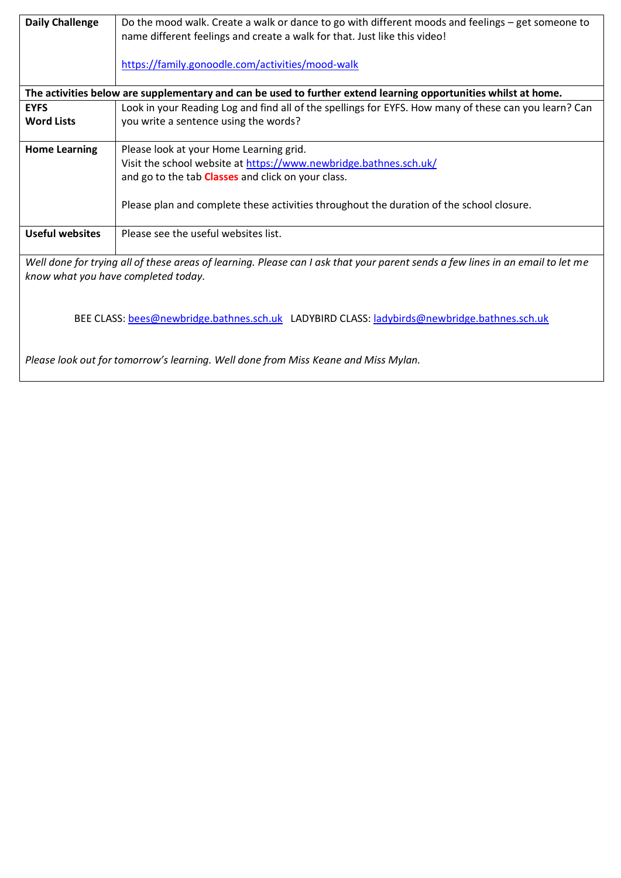| | |
|---|---|
| **Daily Challenge** | Do the mood walk. Create a walk or dance to go with different moods and feelings – get someone to name different feelings and create a walk for that. Just like this video!<br><br>https://family.gonoodle.com/activities/mood-walk |
| **The activities below are supplementary and can be used to further extend learning opportunities whilst at home.** | |
| **EYFS Word Lists** | Look in your Reading Log and find all of the spellings for EYFS. How many of these can you learn? Can you write a sentence using the words? |
| **Home Learning** | Please look at your Home Learning grid.<br>Visit the school website at https://www.newbridge.bathnes.sch.uk/<br>and go to the tab **Classes** and click on your class.<br><br>Please plan and complete these activities throughout the duration of the school closure. |
| **Useful websites** | Please see the useful websites list. |

*Well done for trying all of these areas of learning. Please can I ask that your parent sends a few lines in an email to let me know what you have completed today.*

BEE CLASS: bees@newbridge.bathnes.sch.uk LADYBIRD CLASS: ladybirds@newbridge.bathnes.sch.uk

*Please look out for tomorrow's learning. Well done from Miss Keane and Miss Mylan.*